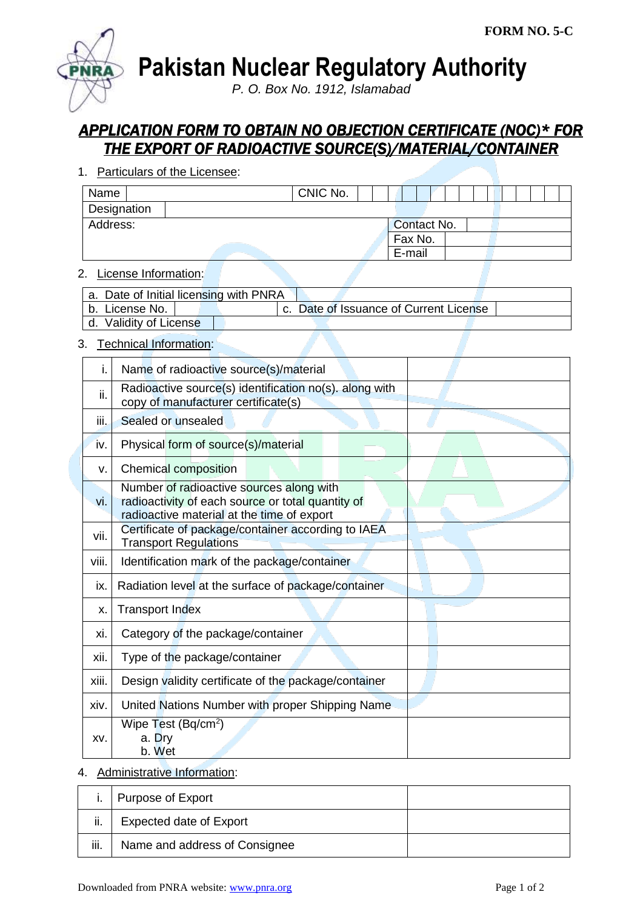FORM NO. 5-C

# Pakistan Nuclear Regulatory Authority

*P. O. Box No. 1912, Islamabad*

## *APPLICATION FORM TO OBTAIN NO OBJECTION CERTIFICATE (NOC)* FOR THE EXPORT OF RADIOACTIVE SOURCE(S)/MATERIAL/CONTAINER*

1. Particulars of the Licensee:

| | | | |
|---|---|---|---|
| Name | | CNIC No. | |
| Designation | | | |
| Address: | | Contact No. | |
| | | Fax No. | |
| | | E-mail | |

2. License Information:

| | | | |
|---|---|---|---|
| a. Date of Initial licensing with PNRA | | | |
| b. License No. | | c. Date of Issuance of Current License | |
| d. Validity of License | | | |

3. Technical Information:

| | | |
|---|---|---|
| i. | Name of radioactive source(s)/material | |
| ii. | Radioactive source(s) identification no(s). along with copy of manufacturer certificate(s) | |
| iii. | Sealed or unsealed | |
| iv. | Physical form of source(s)/material | |
| v. | Chemical composition | |
| vi. | Number of radioactive sources along with radioactivity of each source or total quantity of radioactive material at the time of export | |
| vii. | Certificate of package/container according to IAEA Transport Regulations | |
| viii. | Identification mark of the package/container | |
| ix. | Radiation level at the surface of package/container | |
| x. | Transport Index | |
| xi. | Category of the package/container | |
| xii. | Type of the package/container | |
| xiii. | Design validity certificate of the package/container | |
| xiv. | United Nations Number with proper Shipping Name | |
| xv. | Wipe Test (Bq/cm$^2$)<br>a. Dry<br>b. Wet | |

4. Administrative Information:

| | | |
|---|---|---|
| i. | Purpose of Export | |
| ii. | Expected date of Export | |
| iii. | Name and address of Consignee | |

Downloaded from PNRA website: www.pnra.org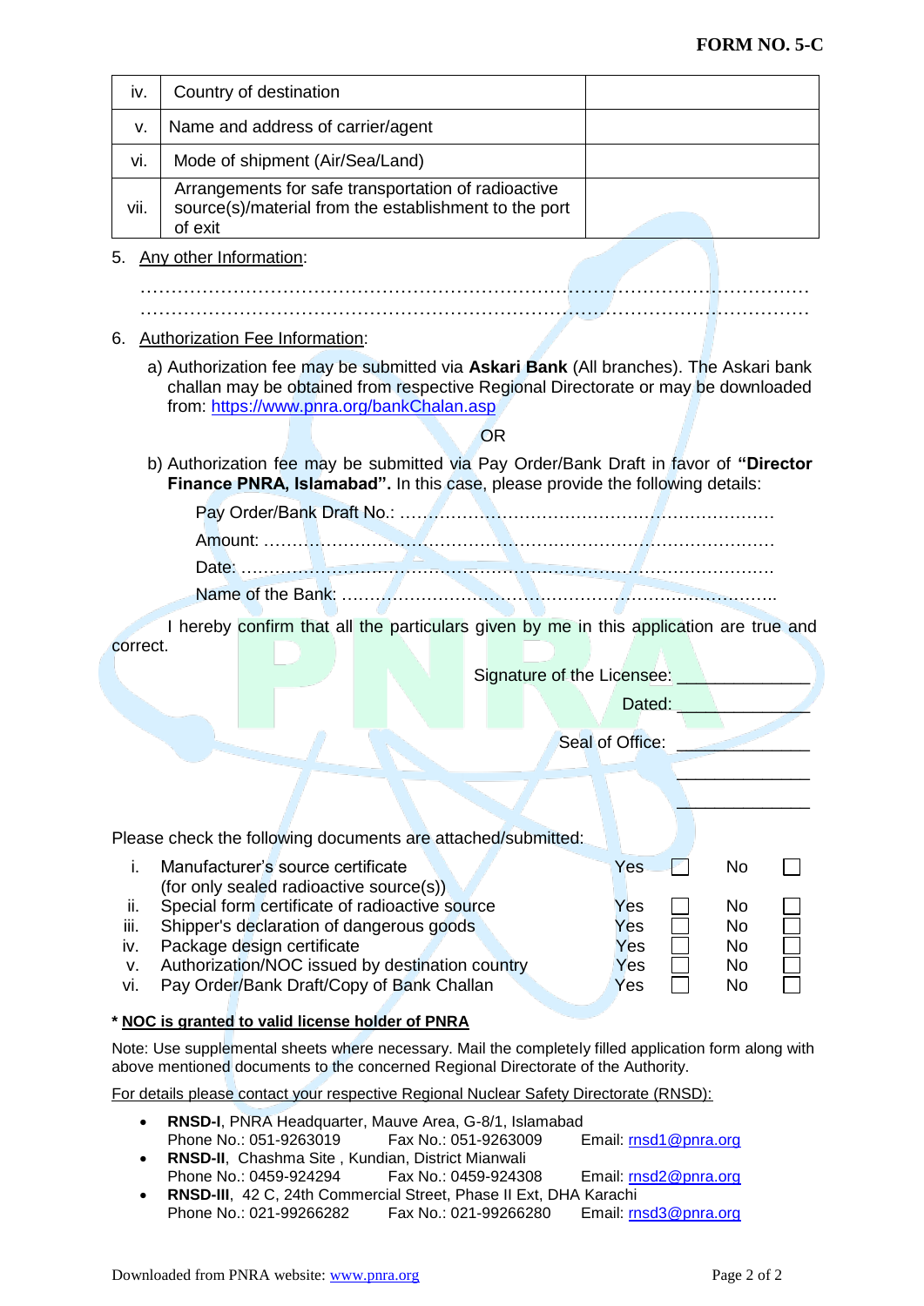**FORM NO. 5-C**

| | | |
|---|---|---|
| iv. | Country of destination | |
| v. | Name and address of carrier/agent | |
| vi. | Mode of shipment (Air/Sea/Land) | |
| vii. | Arrangements for safe transportation of radioactive source(s)/material from the establishment to the port of exit | |

5. Any other Information:

…………………………………………………………………………………………………
…………………………………………………………………………………………………

6. Authorization Fee Information:

   a) Authorization fee may be submitted via **Askari Bank** (All branches). The Askari bank challan may be obtained from respective Regional Directorate or may be downloaded from: https://www.pnra.org/bankChalan.asp

   OR

   b) Authorization fee may be submitted via Pay Order/Bank Draft in favor of **"Director Finance PNRA, Islamabad".** In this case, please provide the following details:

   Pay Order/Bank Draft No.: …………………………………………………………

   Amount: ………………………………………………………………………………

   Date: ……………………………………………………………………………………

   Name of the Bank: ……………………………………………………………………..

I hereby confirm that all the particulars given by me in this application are true and correct.

Signature of the Licensee: _____________

Dated: _____________

Seal of Office: _____________
_____________
_____________

Please check the following documents are attached/submitted:

| | | | | | |
|---|---|---|---|---|---|
| i. | Manufacturer's source certificate (for only sealed radioactive source(s)) | Yes | ☐ | No | ☐ |
| ii. | Special form certificate of radioactive source | Yes | ☐ | No | ☐ |
| iii. | Shipper's declaration of dangerous goods | Yes | ☐ | No | ☐ |
| iv. | Package design certificate | Yes | ☐ | No | ☐ |
| v. | Authorization/NOC issued by destination country | Yes | ☐ | No | ☐ |
| vi. | Pay Order/Bank Draft/Copy of Bank Challan | Yes | ☐ | No | ☐ |

**\* NOC is granted to valid license holder of PNRA**

Note: Use supplemental sheets where necessary. Mail the completely filled application form along with above mentioned documents to the concerned Regional Directorate of the Authority.

For details please contact your respective Regional Nuclear Safety Directorate (RNSD):

- **RNSD-I**, PNRA Headquarter, Mauve Area, G-8/1, Islamabad
  Phone No.: 051-9263019 Fax No.: 051-9263009 Email: rnsd1@pnra.org
- **RNSD-II**, Chashma Site , Kundian, District Mianwali
  Phone No.: 0459-924294 Fax No.: 0459-924308 Email: rnsd2@pnra.org
- **RNSD-III**, 42 C, 24th Commercial Street, Phase II Ext, DHA Karachi
  Phone No.: 021-99266282 Fax No.: 021-99266280 Email: rnsd3@pnra.org

Downloaded from PNRA website: www.pnra.org